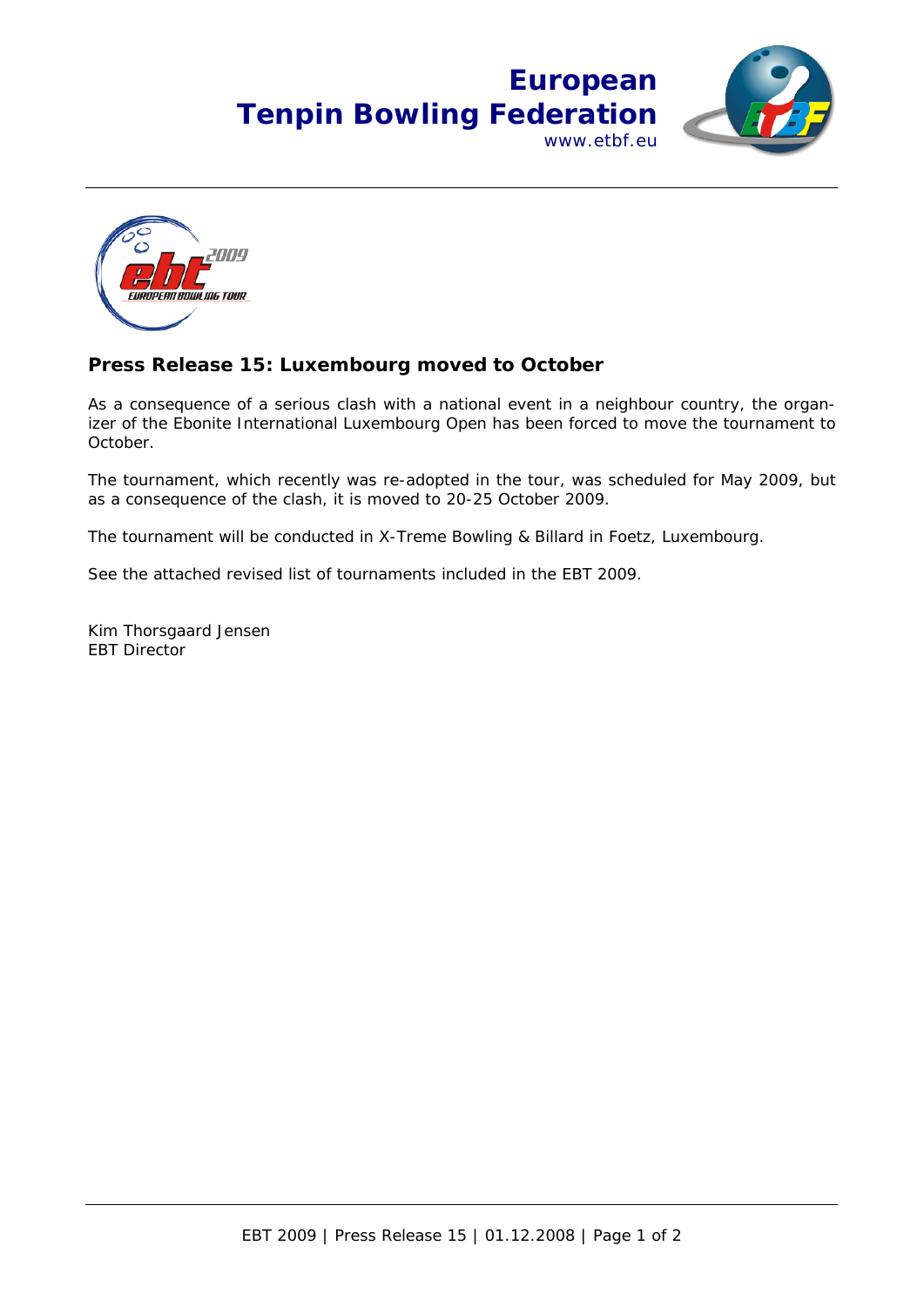European
Tenpin Bowling Federation
www.etbf.eu

## Press Release 15: Luxembourg moved to October

As a consequence of a serious clash with a national event in a neighbour country, the organizer of the Ebonite International Luxembourg Open has been forced to move the tournament to October.

The tournament, which recently was re-adopted in the tour, was scheduled for May 2009, but as a consequence of the clash, it is moved to 20-25 October 2009.

The tournament will be conducted in X-Treme Bowling & Billard in Foetz, Luxembourg.

See the attached revised list of tournaments included in the EBT 2009.

Kim Thorsgaard Jensen
EBT Director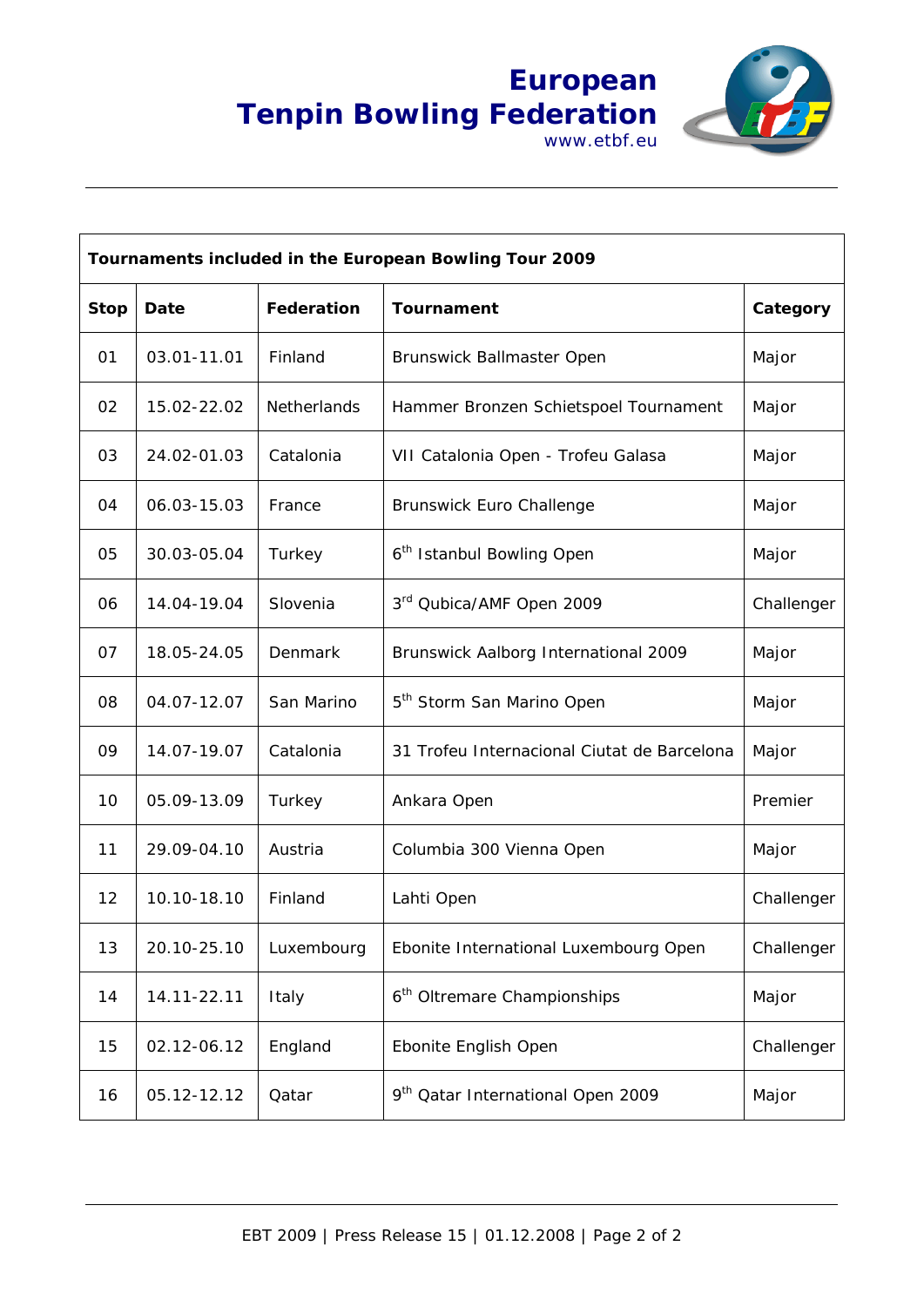European
Tenpin Bowling Federation
www.etbf.eu

| Tournaments included in the European Bowling Tour 2009 | | | | |
|---|---|---|---|---|
| **Stop** | **Date** | **Federation** | **Tournament** | **Category** |
| 01 | 03.01-11.01 | Finland | Brunswick Ballmaster Open | Major |
| 02 | 15.02-22.02 | Netherlands | Hammer Bronzen Schietspoel Tournament | Major |
| 03 | 24.02-01.03 | Catalonia | VII Catalonia Open - Trofeu Galasa | Major |
| 04 | 06.03-15.03 | France | Brunswick Euro Challenge | Major |
| 05 | 30.03-05.04 | Turkey | 6th Istanbul Bowling Open | Major |
| 06 | 14.04-19.04 | Slovenia | 3rd Qubica/AMF Open 2009 | Challenger |
| 07 | 18.05-24.05 | Denmark | Brunswick Aalborg International 2009 | Major |
| 08 | 04.07-12.07 | San Marino | 5th Storm San Marino Open | Major |
| 09 | 14.07-19.07 | Catalonia | 31 Trofeu Internacional Ciutat de Barcelona | Major |
| 10 | 05.09-13.09 | Turkey | Ankara Open | Premier |
| 11 | 29.09-04.10 | Austria | Columbia 300 Vienna Open | Major |
| 12 | 10.10-18.10 | Finland | Lahti Open | Challenger |
| 13 | 20.10-25.10 | Luxembourg | Ebonite International Luxembourg Open | Challenger |
| 14 | 14.11-22.11 | Italy | 6th Oltremare Championships | Major |
| 15 | 02.12-06.12 | England | Ebonite English Open | Challenger |
| 16 | 05.12-12.12 | Qatar | 9th Qatar International Open 2009 | Major |

EBT 2009 | Press Release 15 | 01.12.2008